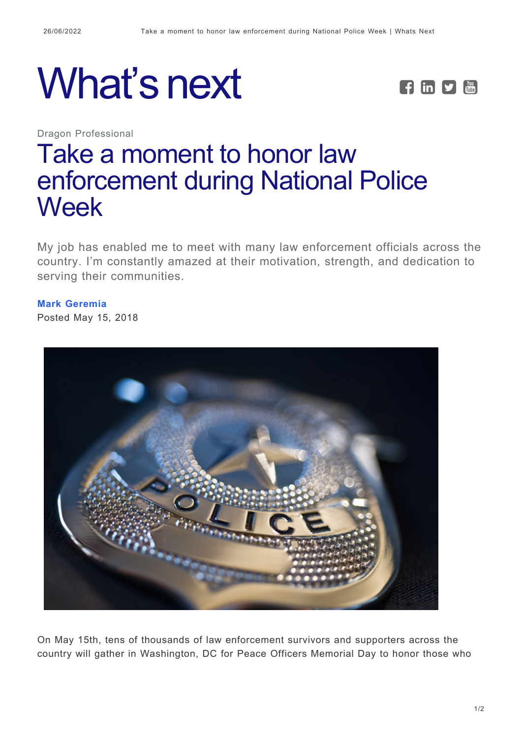# What's next

Dragon Professional

## Take a moment to honor law enforcement during National Police Week

My job has enabled me to meet with many law enforcement officials across the country. I'm constantly amazed at their motivation, strength, and dedication to serving their communities.

**Mark Geremia**
Posted May 15, 2018

On May 15th, tens of thousands of law enforcement survivors and supporters across the country will gather in Washington, DC for Peace Officers Memorial Day to honor those who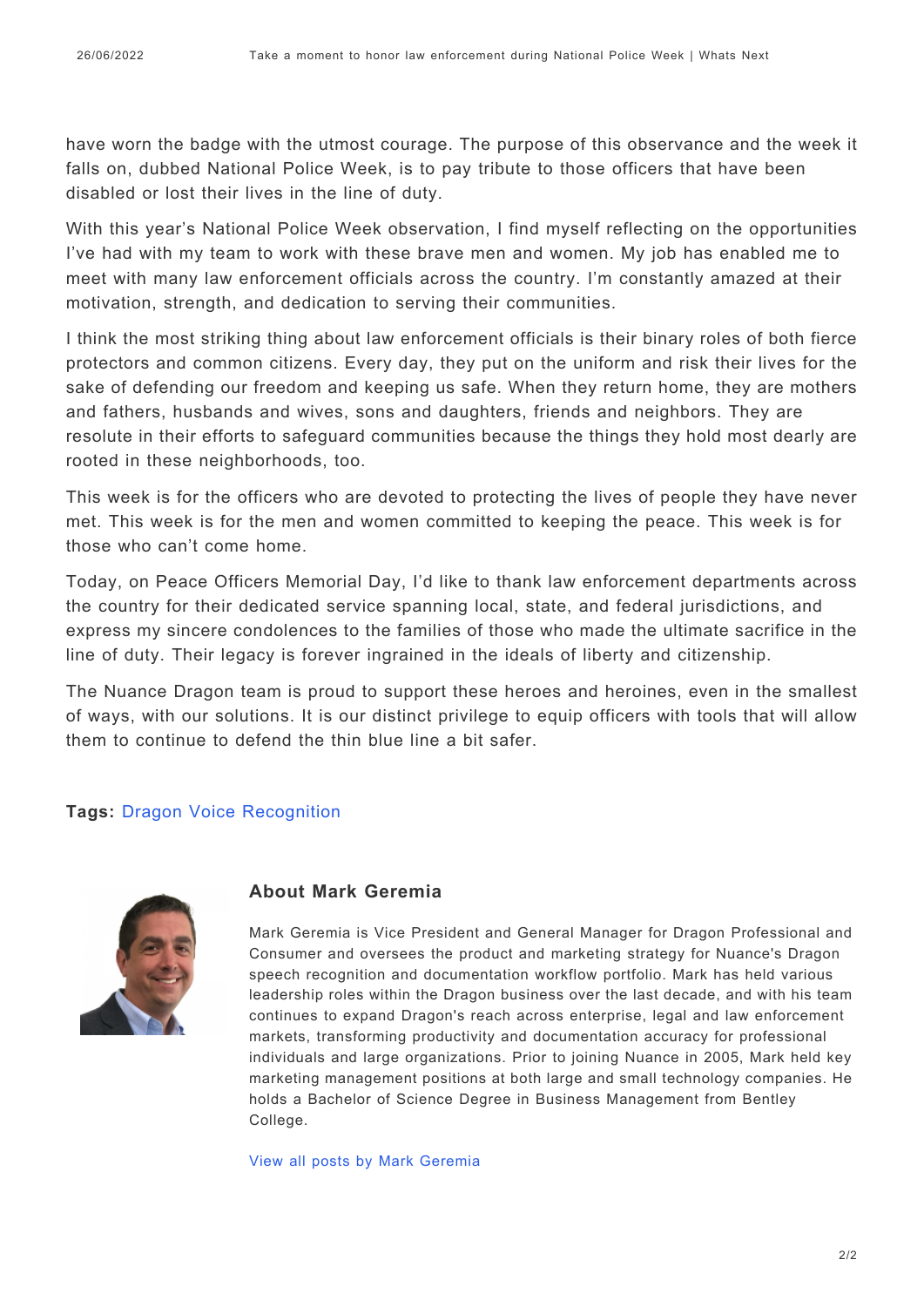have worn the badge with the utmost courage. The purpose of this observance and the week it falls on, dubbed National Police Week, is to pay tribute to those officers that have been disabled or lost their lives in the line of duty.

With this year's National Police Week observation, I find myself reflecting on the opportunities I've had with my team to work with these brave men and women. My job has enabled me to meet with many law enforcement officials across the country. I'm constantly amazed at their motivation, strength, and dedication to serving their communities.

I think the most striking thing about law enforcement officials is their binary roles of both fierce protectors and common citizens. Every day, they put on the uniform and risk their lives for the sake of defending our freedom and keeping us safe. When they return home, they are mothers and fathers, husbands and wives, sons and daughters, friends and neighbors. They are resolute in their efforts to safeguard communities because the things they hold most dearly are rooted in these neighborhoods, too.

This week is for the officers who are devoted to protecting the lives of people they have never met. This week is for the men and women committed to keeping the peace. This week is for those who can't come home.

Today, on Peace Officers Memorial Day, I'd like to thank law enforcement departments across the country for their dedicated service spanning local, state, and federal jurisdictions, and express my sincere condolences to the families of those who made the ultimate sacrifice in the line of duty. Their legacy is forever ingrained in the ideals of liberty and citizenship.

The Nuance Dragon team is proud to support these heroes and heroines, even in the smallest of ways, with our solutions. It is our distinct privilege to equip officers with tools that will allow them to continue to defend the thin blue line a bit safer.

**Tags:** Dragon Voice Recognition

### About Mark Geremia

Mark Geremia is Vice President and General Manager for Dragon Professional and Consumer and oversees the product and marketing strategy for Nuance's Dragon speech recognition and documentation workflow portfolio. Mark has held various leadership roles within the Dragon business over the last decade, and with his team continues to expand Dragon's reach across enterprise, legal and law enforcement markets, transforming productivity and documentation accuracy for professional individuals and large organizations. Prior to joining Nuance in 2005, Mark held key marketing management positions at both large and small technology companies. He holds a Bachelor of Science Degree in Business Management from Bentley College.

View all posts by Mark Geremia